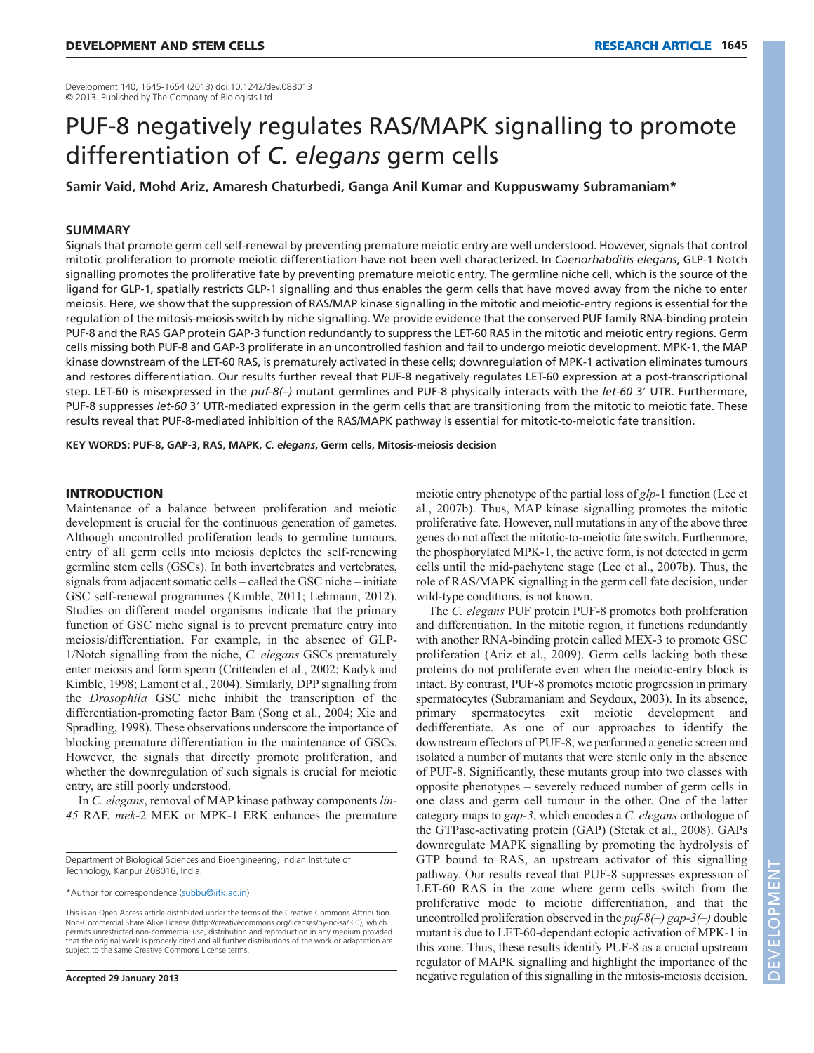Development 140, 1645-1654 (2013) doi:10.1242/dev.088013
© 2013. Published by The Company of Biologists Ltd

# PUF-8 negatively regulates RAS/MAPK signalling to promote differentiation of *C. elegans* germ cells

**Samir Vaid, Mohd Ariz, Amaresh Chaturbedi, Ganga Anil Kumar and Kuppuswamy Subramaniam***

## SUMMARY

Signals that promote germ cell self-renewal by preventing premature meiotic entry are well understood. However, signals that control mitotic proliferation to promote meiotic differentiation have not been well characterized. In *Caenorhabditis elegans*, GLP-1 Notch signalling promotes the proliferative fate by preventing premature meiotic entry. The germline niche cell, which is the source of the ligand for GLP-1, spatially restricts GLP-1 signalling and thus enables the germ cells that have moved away from the niche to enter meiosis. Here, we show that the suppression of RAS/MAP kinase signalling in the mitotic and meiotic-entry regions is essential for the regulation of the mitosis-meiosis switch by niche signalling. We provide evidence that the conserved PUF family RNA-binding protein PUF-8 and the RAS GAP protein GAP-3 function redundantly to suppress the LET-60 RAS in the mitotic and meiotic entry regions. Germ cells missing both PUF-8 and GAP-3 proliferate in an uncontrolled fashion and fail to undergo meiotic development. MPK-1, the MAP kinase downstream of the LET-60 RAS, is prematurely activated in these cells; downregulation of MPK-1 activation eliminates tumours and restores differentiation. Our results further reveal that PUF-8 negatively regulates LET-60 expression at a post-transcriptional step. LET-60 is misexpressed in the *puf-8(–)* mutant germlines and PUF-8 physically interacts with the *let-60* 3′ UTR. Furthermore, PUF-8 suppresses *let-60* 3′ UTR-mediated expression in the germ cells that are transitioning from the mitotic to meiotic fate. These results reveal that PUF-8-mediated inhibition of the RAS/MAPK pathway is essential for mitotic-to-meiotic fate transition.

**KEY WORDS: PUF-8, GAP-3, RAS, MAPK, *C. elegans*, Germ cells, Mitosis-meiosis decision**

## INTRODUCTION

Maintenance of a balance between proliferation and meiotic development is crucial for the continuous generation of gametes. Although uncontrolled proliferation leads to germline tumours, entry of all germ cells into meiosis depletes the self-renewing germline stem cells (GSCs). In both invertebrates and vertebrates, signals from adjacent somatic cells – called the GSC niche – initiate GSC self-renewal programmes (Kimble, 2011; Lehmann, 2012). Studies on different model organisms indicate that the primary function of GSC niche signal is to prevent premature entry into meiosis/differentiation. For example, in the absence of GLP-1/Notch signalling from the niche, *C. elegans* GSCs prematurely enter meiosis and form sperm (Crittenden et al., 2002; Kadyk and Kimble, 1998; Lamont et al., 2004). Similarly, DPP signalling from the *Drosophila* GSC niche inhibit the transcription of the differentiation-promoting factor Bam (Song et al., 2004; Xie and Spradling, 1998). These observations underscore the importance of blocking premature differentiation in the maintenance of GSCs. However, the signals that directly promote proliferation, and whether the downregulation of such signals is crucial for meiotic entry, are still poorly understood.

In *C. elegans*, removal of MAP kinase pathway components *lin-45* RAF, *mek-2* MEK or MPK-1 ERK enhances the premature meiotic entry phenotype of the partial loss of *glp-1* function (Lee et al., 2007b). Thus, MAP kinase signalling promotes the mitotic proliferative fate. However, null mutations in any of the above three genes do not affect the mitotic-to-meiotic fate switch. Furthermore, the phosphorylated MPK-1, the active form, is not detected in germ cells until the mid-pachytene stage (Lee et al., 2007b). Thus, the role of RAS/MAPK signalling in the germ cell fate decision, under wild-type conditions, is not known.

The *C. elegans* PUF protein PUF-8 promotes both proliferation and differentiation. In the mitotic region, it functions redundantly with another RNA-binding protein called MEX-3 to promote GSC proliferation (Ariz et al., 2009). Germ cells lacking both these proteins do not proliferate even when the meiotic-entry block is intact. By contrast, PUF-8 promotes meiotic progression in primary spermatocytes (Subramaniam and Seydoux, 2003). In its absence, primary spermatocytes exit meiotic development and dedifferentiate. As one of our approaches to identify the downstream effectors of PUF-8, we performed a genetic screen and isolated a number of mutants that were sterile only in the absence of PUF-8. Significantly, these mutants group into two classes with opposite phenotypes – severely reduced number of germ cells in one class and germ cell tumour in the other. One of the latter category maps to *gap-3*, which encodes a *C. elegans* orthologue of the GTPase-activating protein (GAP) (Stetak et al., 2008). GAPs downregulate MAPK signalling by promoting the hydrolysis of GTP bound to RAS, an upstream activator of this signalling pathway. Our results reveal that PUF-8 suppresses expression of LET-60 RAS in the zone where germ cells switch from the proliferative mode to meiotic differentiation, and that the uncontrolled proliferation observed in the *puf-8(–) gap-3(–)* double mutant is due to LET-60-dependant ectopic activation of MPK-1 in this zone. Thus, these results identify PUF-8 as a crucial upstream regulator of MAPK signalling and highlight the importance of the negative regulation of this signalling in the mitosis-meiosis decision.

Department of Biological Sciences and Bioengineering, Indian Institute of Technology, Kanpur 208016, India.

*Author for correspondence (subbu@iitk.ac.in)

This is an Open Access article distributed under the terms of the Creative Commons Attribution Non-Commercial Share Alike License (http://creativecommons.org/licenses/by-nc-sa/3.0), which permits unrestricted non-commercial use, distribution and reproduction in any medium provided that the original work is properly cited and all further distributions of the work or adaptation are subject to the same Creative Commons License terms.

**Accepted 29 January 2013**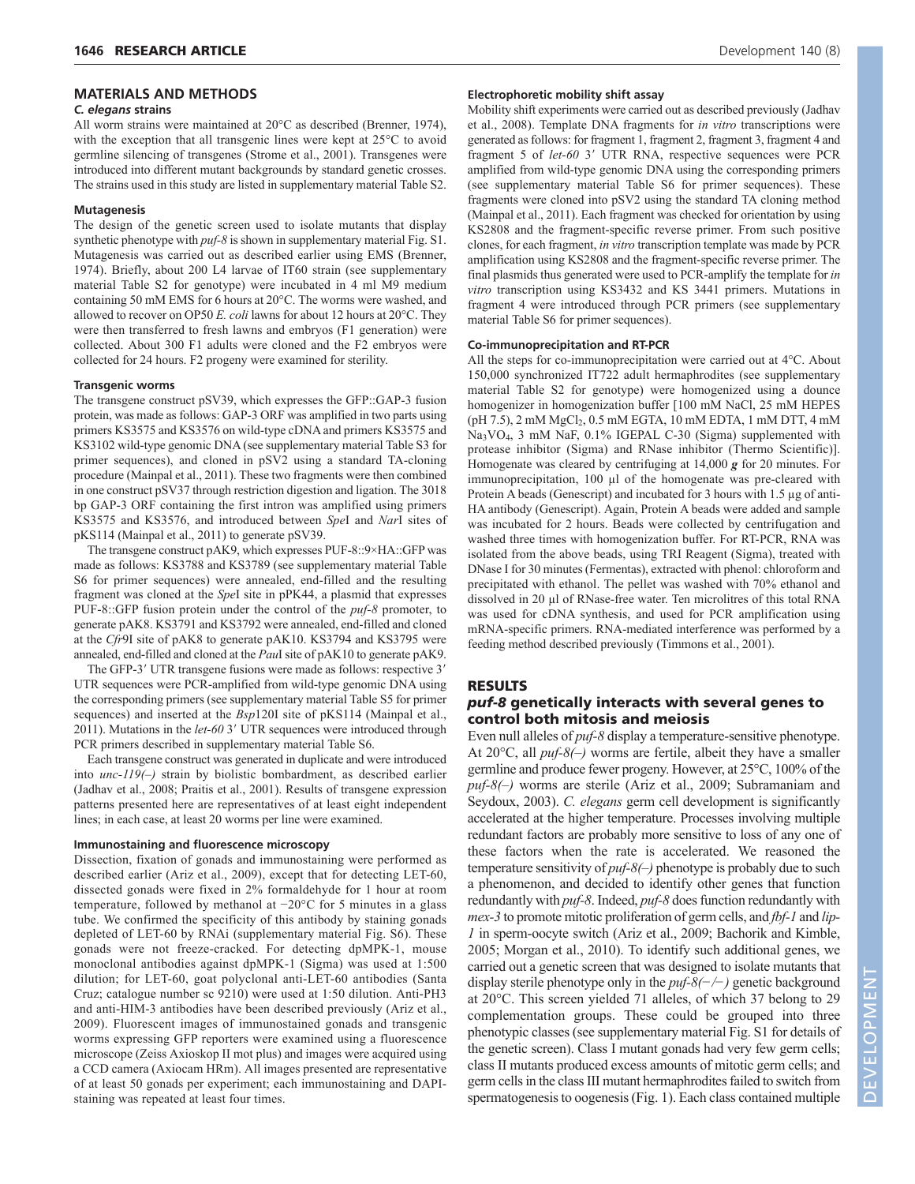## MATERIALS AND METHODS

### *C. elegans* strains

All worm strains were maintained at 20°C as described (Brenner, 1974), with the exception that all transgenic lines were kept at 25°C to avoid germline silencing of transgenes (Strome et al., 2001). Transgenes were introduced into different mutant backgrounds by standard genetic crosses. The strains used in this study are listed in supplementary material Table S2.

### Mutagenesis

The design of the genetic screen used to isolate mutants that display synthetic phenotype with *puf-8* is shown in supplementary material Fig. S1. Mutagenesis was carried out as described earlier using EMS (Brenner, 1974). Briefly, about 200 L4 larvae of IT60 strain (see supplementary material Table S2 for genotype) were incubated in 4 ml M9 medium containing 50 mM EMS for 6 hours at 20°C. The worms were washed, and allowed to recover on OP50 *E. coli* lawns for about 12 hours at 20°C. They were then transferred to fresh lawns and embryos (F1 generation) were collected. About 300 F1 adults were cloned and the F2 embryos were collected for 24 hours. F2 progeny were examined for sterility.

### Transgenic worms

The transgene construct pSV39, which expresses the GFP::GAP-3 fusion protein, was made as follows: GAP-3 ORF was amplified in two parts using primers KS3575 and KS3576 on wild-type cDNA and primers KS3575 and KS3102 wild-type genomic DNA (see supplementary material Table S3 for primer sequences), and cloned in pSV2 using a standard TA-cloning procedure (Mainpal et al., 2011). These two fragments were then combined in one construct pSV37 through restriction digestion and ligation. The 3018 bp GAP-3 ORF containing the first intron was amplified using primers KS3575 and KS3576, and introduced between *Spe*I and *Nar*I sites of pKS114 (Mainpal et al., 2011) to generate pSV39.

The transgene construct pAK9, which expresses PUF-8::9×HA::GFP was made as follows: KS3788 and KS3789 (see supplementary material Table S6 for primer sequences) were annealed, end-filled and the resulting fragment was cloned at the *Spe*I site in pPK44, a plasmid that expresses PUF-8::GFP fusion protein under the control of the *puf-8* promoter, to generate pAK8. KS3791 and KS3792 were annealed, end-filled and cloned at the *Cfr*9I site of pAK8 to generate pAK10. KS3794 and KS3795 were annealed, end-filled and cloned at the *Pau*I site of pAK10 to generate pAK9.

The GFP-3′ UTR transgene fusions were made as follows: respective 3′ UTR sequences were PCR-amplified from wild-type genomic DNA using the corresponding primers (see supplementary material Table S5 for primer sequences) and inserted at the *Bsp*120I site of pKS114 (Mainpal et al., 2011). Mutations in the *let-60* 3′ UTR sequences were introduced through PCR primers described in supplementary material Table S6.

Each transgene construct was generated in duplicate and were introduced into *unc-119(–)* strain by biolistic bombardment, as described earlier (Jadhav et al., 2008; Praitis et al., 2001). Results of transgene expression patterns presented here are representatives of at least eight independent lines; in each case, at least 20 worms per line were examined.

### Immunostaining and fluorescence microscopy

Dissection, fixation of gonads and immunostaining were performed as described earlier (Ariz et al., 2009), except that for detecting LET-60, dissected gonads were fixed in 2% formaldehyde for 1 hour at room temperature, followed by methanol at −20°C for 5 minutes in a glass tube. We confirmed the specificity of this antibody by staining gonads depleted of LET-60 by RNAi (supplementary material Fig. S6). These gonads were not freeze-cracked. For detecting dpMPK-1, mouse monoclonal antibodies against dpMPK-1 (Sigma) was used at 1:500 dilution; for LET-60, goat polyclonal anti-LET-60 antibodies (Santa Cruz; catalogue number sc 9210) were used at 1:50 dilution. Anti-PH3 and anti-HIM-3 antibodies have been described previously (Ariz et al., 2009). Fluorescent images of immunostained gonads and transgenic worms expressing GFP reporters were examined using a fluorescence microscope (Zeiss Axioskop II mot plus) and images were acquired using a CCD camera (Axiocam HRm). All images presented are representative of at least 50 gonads per experiment; each immunostaining and DAPI-staining was repeated at least four times.

### Electrophoretic mobility shift assay

Mobility shift experiments were carried out as described previously (Jadhav et al., 2008). Template DNA fragments for *in vitro* transcriptions were generated as follows: for fragment 1, fragment 2, fragment 3, fragment 4 and fragment 5 of *let-60* 3′ UTR RNA, respective sequences were PCR amplified from wild-type genomic DNA using the corresponding primers (see supplementary material Table S6 for primer sequences). These fragments were cloned into pSV2 using the standard TA cloning method (Mainpal et al., 2011). Each fragment was checked for orientation by using KS2808 and the fragment-specific reverse primer. From such positive clones, for each fragment, *in vitro* transcription template was made by PCR amplification using KS2808 and the fragment-specific reverse primer. The final plasmids thus generated were used to PCR-amplify the template for *in vitro* transcription using KS3432 and KS 3441 primers. Mutations in fragment 4 were introduced through PCR primers (see supplementary material Table S6 for primer sequences).

### Co-immunoprecipitation and RT-PCR

All the steps for co-immunoprecipitation were carried out at 4°C. About 150,000 synchronized IT722 adult hermaphrodites (see supplementary material Table S2 for genotype) were homogenized using a dounce homogenizer in homogenization buffer [100 mM NaCl, 25 mM HEPES (pH 7.5), 2 mM $MgCl_2$, 0.5 mM EGTA, 10 mM EDTA, 1 mM DTT, 4 mM $Na_3VO_4$, 3 mM NaF, 0.1% IGEPAL C-30 (Sigma) supplemented with protease inhibitor (Sigma) and RNase inhibitor (Thermo Scientific)]. Homogenate was cleared by centrifuging at 14,000 ***g*** for 20 minutes. For immunoprecipitation, 100 µl of the homogenate was pre-cleared with Protein A beads (Genescript) and incubated for 3 hours with 1.5 µg of anti-HA antibody (Genescript). Again, Protein A beads were added and sample was incubated for 2 hours. Beads were collected by centrifugation and washed three times with homogenization buffer. For RT-PCR, RNA was isolated from the above beads, using TRI Reagent (Sigma), treated with DNase I for 30 minutes (Fermentas), extracted with phenol: chloroform and precipitated with ethanol. The pellet was washed with 70% ethanol and dissolved in 20 µl of RNase-free water. Ten microlitres of this total RNA was used for cDNA synthesis, and used for PCR amplification using mRNA-specific primers. RNA-mediated interference was performed by a feeding method described previously (Timmons et al., 2001).

## RESULTS

### *puf-8* genetically interacts with several genes to control both mitosis and meiosis

Even null alleles of *puf-8* display a temperature-sensitive phenotype. At 20°C, all *puf-8(–)* worms are fertile, albeit they have a smaller germline and produce fewer progeny. However, at 25°C, 100% of the *puf-8(–)* worms are sterile (Ariz et al., 2009; Subramaniam and Seydoux, 2003). *C. elegans* germ cell development is significantly accelerated at the higher temperature. Processes involving multiple redundant factors are probably more sensitive to loss of any one of these factors when the rate is accelerated. We reasoned the temperature sensitivity of *puf-8(–)* phenotype is probably due to such a phenomenon, and decided to identify other genes that function redundantly with *puf-8*. Indeed, *puf-8* does function redundantly with *mex-3* to promote mitotic proliferation of germ cells, and *fbf-1* and *lip-1* in sperm-oocyte switch (Ariz et al., 2009; Bachorik and Kimble, 2005; Morgan et al., 2010). To identify such additional genes, we carried out a genetic screen that was designed to isolate mutants that display sterile phenotype only in the *puf-8(−/−)* genetic background at 20°C. This screen yielded 71 alleles, of which 37 belong to 29 complementation groups. These could be grouped into three phenotypic classes (see supplementary material Fig. S1 for details of the genetic screen). Class I mutant gonads had very few germ cells; class II mutants produced excess amounts of mitotic germ cells; and germ cells in the class III mutant hermaphrodites failed to switch from spermatogenesis to oogenesis (Fig. 1). Each class contained multiple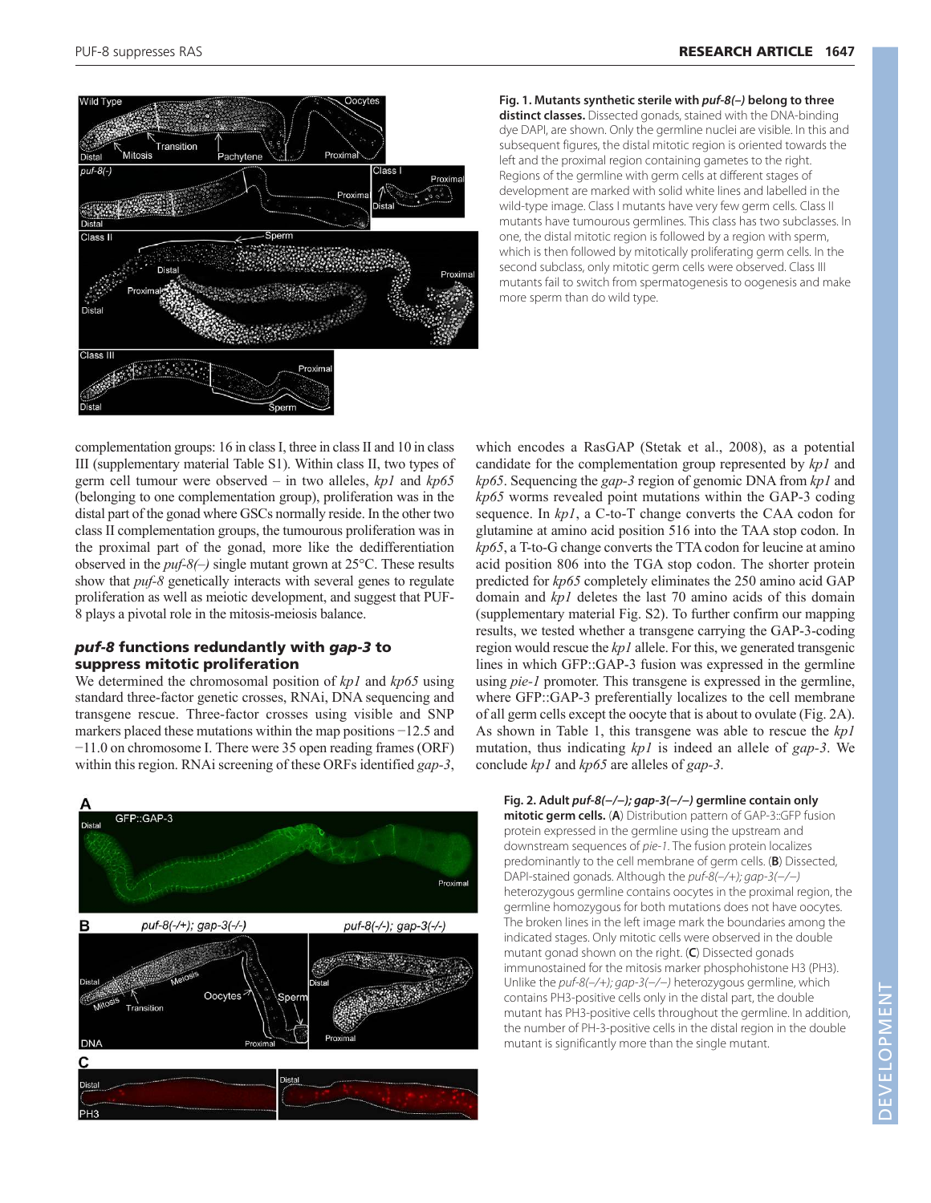**Fig. 1. Mutants synthetic sterile with *puf-8(–)* belong to three distinct classes.** Dissected gonads, stained with the DNA-binding dye DAPI, are shown. Only the germline nuclei are visible. In this and subsequent figures, the distal mitotic region is oriented towards the left and the proximal region containing gametes to the right. Regions of the germline with germ cells at different stages of development are marked with solid white lines and labelled in the wild-type image. Class I mutants have very few germ cells. Class II mutants have tumourous germlines. This class has two subclasses. In one, the distal mitotic region is followed by a region with sperm, which is then followed by mitotically proliferating germ cells. In the second subclass, only mitotic germ cells were observed. Class III mutants fail to switch from spermatogenesis to oogenesis and make more sperm than do wild type.

complementation groups: 16 in class I, three in class II and 10 in class III (supplementary material Table S1). Within class II, two types of germ cell tumour were observed – in two alleles, *kp1* and *kp65* (belonging to one complementation group), proliferation was in the distal part of the gonad where GSCs normally reside. In the other two class II complementation groups, the tumourous proliferation was in the proximal part of the gonad, more like the dedifferentiation observed in the *puf-8(–)* single mutant grown at 25°C. These results show that *puf-8* genetically interacts with several genes to regulate proliferation as well as meiotic development, and suggest that PUF-8 plays a pivotal role in the mitosis-meiosis balance.

## *puf-8* functions redundantly with *gap-3* to suppress mitotic proliferation

We determined the chromosomal position of *kp1* and *kp65* using standard three-factor genetic crosses, RNAi, DNA sequencing and transgene rescue. Three-factor crosses using visible and SNP markers placed these mutations within the map positions −12.5 and −11.0 on chromosome I. There were 35 open reading frames (ORF) within this region. RNAi screening of these ORFs identified *gap-3*, which encodes a RasGAP (Stetak et al., 2008), as a potential candidate for the complementation group represented by *kp1* and *kp65*. Sequencing the *gap-3* region of genomic DNA from *kp1* and *kp65* worms revealed point mutations within the GAP-3 coding sequence. In *kp1*, a C-to-T change converts the CAA codon for glutamine at amino acid position 516 into the TAA stop codon. In *kp65*, a T-to-G change converts the TTA codon for leucine at amino acid position 806 into the TGA stop codon. The shorter protein predicted for *kp65* completely eliminates the 250 amino acid GAP domain and *kp1* deletes the last 70 amino acids of this domain (supplementary material Fig. S2). To further confirm our mapping results, we tested whether a transgene carrying the GAP-3-coding region would rescue the *kp1* allele. For this, we generated transgenic lines in which GFP::GAP-3 fusion was expressed in the germline using *pie-1* promoter. This transgene is expressed in the germline, where GFP::GAP-3 preferentially localizes to the cell membrane of all germ cells except the oocyte that is about to ovulate (Fig. 2A). As shown in Table 1, this transgene was able to rescue the *kp1* mutation, thus indicating *kp1* is indeed an allele of *gap-3*. We conclude *kp1* and *kp65* are alleles of *gap-3*.

**Fig. 2. Adult *puf-8(–/–); gap-3(–/–)* germline contain only mitotic germ cells.** (**A**) Distribution pattern of GAP-3::GFP fusion protein expressed in the germline using the upstream and downstream sequences of *pie-1*. The fusion protein localizes predominantly to the cell membrane of germ cells. (**B**) Dissected, DAPI-stained gonads. Although the *puf-8(–/+); gap-3(–/–)* heterozygous germline contains oocytes in the proximal region, the germline homozygous for both mutations does not have oocytes. The broken lines in the left image mark the boundaries among the indicated stages. Only mitotic cells were observed in the double mutant gonad shown on the right. (**C**) Dissected gonads immunostained for the mitosis marker phosphohistone H3 (PH3). Unlike the *puf-8(–/+); gap-3(–/–)* heterozygous germline, which contains PH3-positive cells only in the distal part, the double mutant has PH3-positive cells throughout the germline. In addition, the number of PH-3-positive cells in the distal region in the double mutant is significantly more than the single mutant.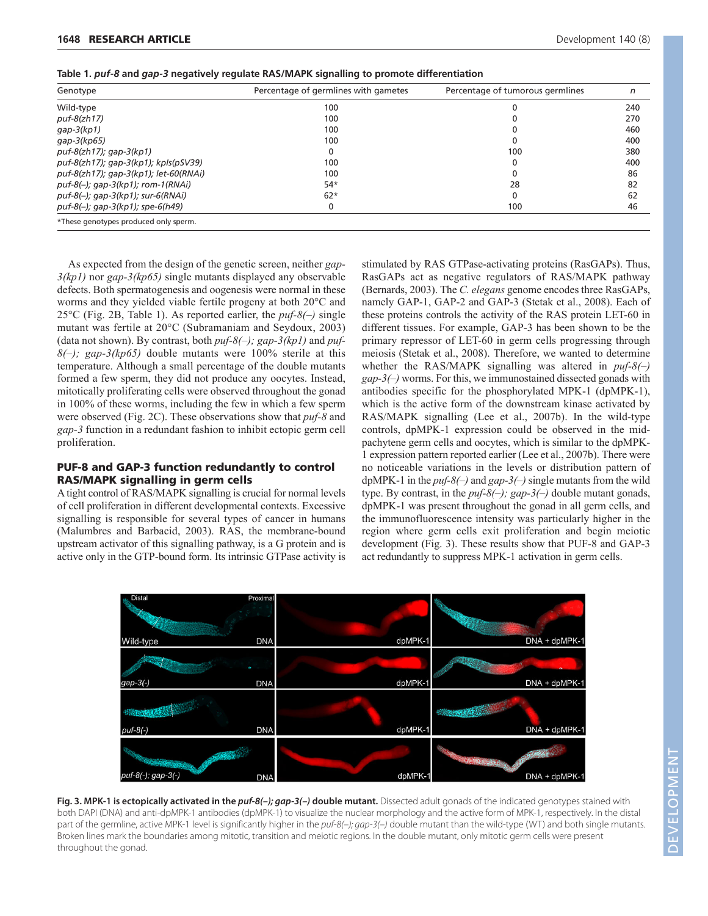**Table 1. *puf-8* and *gap-3* negatively regulate RAS/MAPK signalling to promote differentiation**

| Genotype | Percentage of germlines with gametes | Percentage of tumorous germlines | *n* |
|---|---|---|---|
| Wild-type | 100 | 0 | 240 |
| *puf-8(zh17)* | 100 | 0 | 270 |
| *gap-3(kp1)* | 100 | 0 | 460 |
| *gap-3(kp65)* | 100 | 0 | 400 |
| *puf-8(zh17); gap-3(kp1)* | 0 | 100 | 380 |
| *puf-8(zh17); gap-3(kp1); kpIs(pSV39)* | 100 | 0 | 400 |
| *puf-8(zh17); gap-3(kp1); let-60(RNAi)* | 100 | 0 | 86 |
| *puf-8(–); gap-3(kp1); rom-1(RNAi)* | 54* | 28 | 82 |
| *puf-8(–); gap-3(kp1); sur-6(RNAi)* | 62* | 0 | 62 |
| *puf-8(–); gap-3(kp1); spe-6(h49)* | 0 | 100 | 46 |

*These genotypes produced only sperm.

As expected from the design of the genetic screen, neither *gap-3(kp1)* nor *gap-3(kp65)* single mutants displayed any observable defects. Both spermatogenesis and oogenesis were normal in these worms and they yielded viable fertile progeny at both 20°C and 25°C (Fig. 2B, Table 1). As reported earlier, the *puf-8(–)* single mutant was fertile at 20°C (Subramaniam and Seydoux, 2003) (data not shown). By contrast, both *puf-8(–); gap-3(kp1)* and *puf-8(–); gap-3(kp65)* double mutants were 100% sterile at this temperature. Although a small percentage of the double mutants formed a few sperm, they did not produce any oocytes. Instead, mitotically proliferating cells were observed throughout the gonad in 100% of these worms, including the few in which a few sperm were observed (Fig. 2C). These observations show that *puf-8* and *gap-3* function in a redundant fashion to inhibit ectopic germ cell proliferation.

## PUF-8 and GAP-3 function redundantly to control RAS/MAPK signalling in germ cells

A tight control of RAS/MAPK signalling is crucial for normal levels of cell proliferation in different developmental contexts. Excessive signalling is responsible for several types of cancer in humans (Malumbres and Barbacid, 2003). RAS, the membrane-bound upstream activator of this signalling pathway, is a G protein and is active only in the GTP-bound form. Its intrinsic GTPase activity is stimulated by RAS GTPase-activating proteins (RasGAPs). Thus, RasGAPs act as negative regulators of RAS/MAPK pathway (Bernards, 2003). The *C. elegans* genome encodes three RasGAPs, namely GAP-1, GAP-2 and GAP-3 (Stetak et al., 2008). Each of these proteins controls the activity of the RAS protein LET-60 in different tissues. For example, GAP-3 has been shown to be the primary repressor of LET-60 in germ cells progressing through meiosis (Stetak et al., 2008). Therefore, we wanted to determine whether the RAS/MAPK signalling was altered in *puf-8(–) gap-3(–)* worms. For this, we immunostained dissected gonads with antibodies specific for the phosphorylated MPK-1 (dpMPK-1), which is the active form of the downstream kinase activated by RAS/MAPK signalling (Lee et al., 2007b). In the wild-type controls, dpMPK-1 expression could be observed in the mid-pachytene germ cells and oocytes, which is similar to the dpMPK-1 expression pattern reported earlier (Lee et al., 2007b). There were no noticeable variations in the levels or distribution pattern of dpMPK-1 in the *puf-8(–)* and *gap-3(–)* single mutants from the wild type. By contrast, in the *puf-8(–); gap-3(–)* double mutant gonads, dpMPK-1 was present throughout the gonad in all germ cells, and the immunofluorescence intensity was particularly higher in the region where germ cells exit proliferation and begin meiotic development (Fig. 3). These results show that PUF-8 and GAP-3 act redundantly to suppress MPK-1 activation in germ cells.

**Fig. 3. MPK-1 is ectopically activated in the *puf-8(–); gap-3(–)* double mutant.** Dissected adult gonads of the indicated genotypes stained with both DAPI (DNA) and anti-dpMPK-1 antibodies (dpMPK-1) to visualize the nuclear morphology and the active form of MPK-1, respectively. In the distal part of the germline, active MPK-1 level is significantly higher in the *puf-8(–); gap-3(–)* double mutant than the wild-type (WT) and both single mutants. Broken lines mark the boundaries among mitotic, transition and meiotic regions. In the double mutant, only mitotic germ cells were present throughout the gonad.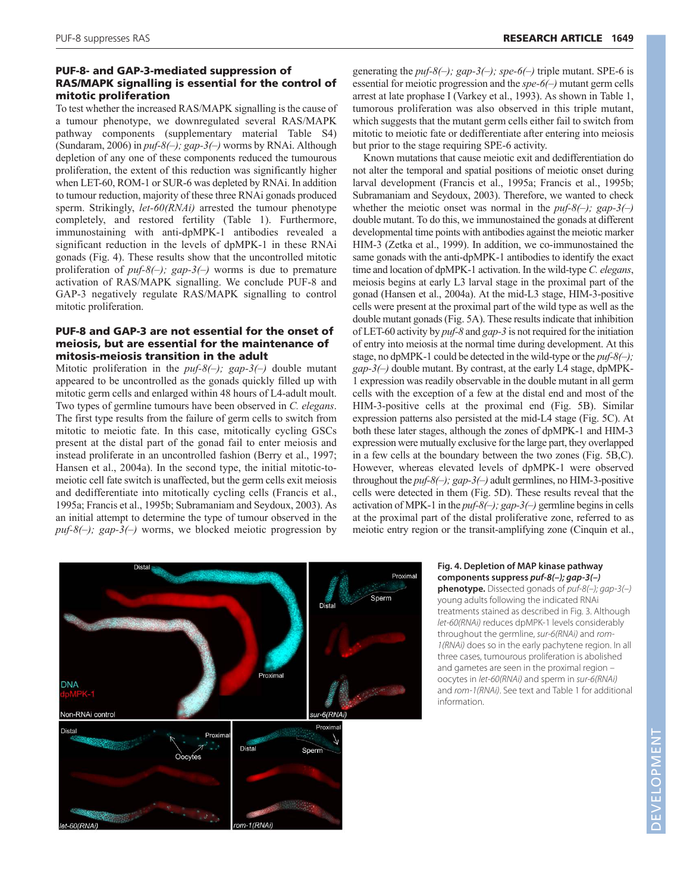### PUF-8- and GAP-3-mediated suppression of RAS/MAPK signalling is essential for the control of mitotic proliferation

To test whether the increased RAS/MAPK signalling is the cause of a tumour phenotype, we downregulated several RAS/MAPK pathway components (supplementary material Table S4) (Sundaram, 2006) in *puf-8(–); gap-3(–)* worms by RNAi. Although depletion of any one of these components reduced the tumourous proliferation, the extent of this reduction was significantly higher when LET-60, ROM-1 or SUR-6 was depleted by RNAi. In addition to tumour reduction, majority of these three RNAi gonads produced sperm. Strikingly, *let-60(RNAi)* arrested the tumour phenotype completely, and restored fertility (Table 1). Furthermore, immunostaining with anti-dpMPK-1 antibodies revealed a significant reduction in the levels of dpMPK-1 in these RNAi gonads (Fig. 4). These results show that the uncontrolled mitotic proliferation of *puf-8(–); gap-3(–)* worms is due to premature activation of RAS/MAPK signalling. We conclude PUF-8 and GAP-3 negatively regulate RAS/MAPK signalling to control mitotic proliferation.

### PUF-8 and GAP-3 are not essential for the onset of meiosis, but are essential for the maintenance of mitosis-meiosis transition in the adult

Mitotic proliferation in the *puf-8(–); gap-3(–)* double mutant appeared to be uncontrolled as the gonads quickly filled up with mitotic germ cells and enlarged within 48 hours of L4-adult moult. Two types of germline tumours have been observed in *C. elegans*. The first type results from the failure of germ cells to switch from mitotic to meiotic fate. In this case, mitotically cycling GSCs present at the distal part of the gonad fail to enter meiosis and instead proliferate in an uncontrolled fashion (Berry et al., 1997; Hansen et al., 2004a). In the second type, the initial mitotic-to-meiotic cell fate switch is unaffected, but the germ cells exit meiosis and dedifferentiate into mitotically cycling cells (Francis et al., 1995a; Francis et al., 1995b; Subramaniam and Seydoux, 2003). As an initial attempt to determine the type of tumour observed in the *puf-8(–); gap-3(–)* worms, we blocked meiotic progression by generating the *puf-8(–); gap-3(–); spe-6(–)* triple mutant. SPE-6 is essential for meiotic progression and the *spe-6(–)* mutant germ cells arrest at late prophase I (Varkey et al., 1993). As shown in Table 1, tumorous proliferation was also observed in this triple mutant, which suggests that the mutant germ cells either fail to switch from mitotic to meiotic fate or dedifferentiate after entering into meiosis but prior to the stage requiring SPE-6 activity.

Known mutations that cause meiotic exit and dedifferentiation do not alter the temporal and spatial positions of meiotic onset during larval development (Francis et al., 1995a; Francis et al., 1995b; Subramaniam and Seydoux, 2003). Therefore, we wanted to check whether the meiotic onset was normal in the *puf-8(–); gap-3(–)* double mutant. To do this, we immunostained the gonads at different developmental time points with antibodies against the meiotic marker HIM-3 (Zetka et al., 1999). In addition, we co-immunostained the same gonads with the anti-dpMPK-1 antibodies to identify the exact time and location of dpMPK-1 activation. In the wild-type *C. elegans*, meiosis begins at early L3 larval stage in the proximal part of the gonad (Hansen et al., 2004a). At the mid-L3 stage, HIM-3-positive cells were present at the proximal part of the wild type as well as the double mutant gonads (Fig. 5A). These results indicate that inhibition of LET-60 activity by *puf-8* and *gap-3* is not required for the initiation of entry into meiosis at the normal time during development. At this stage, no dpMPK-1 could be detected in the wild-type or the *puf-8(–); gap-3(–)* double mutant. By contrast, at the early L4 stage, dpMPK-1 expression was readily observable in the double mutant in all germ cells with the exception of a few at the distal end and most of the HIM-3-positive cells at the proximal end (Fig. 5B). Similar expression patterns also persisted at the mid-L4 stage (Fig. 5C). At both these later stages, although the zones of dpMPK-1 and HIM-3 expression were mutually exclusive for the large part, they overlapped in a few cells at the boundary between the two zones (Fig. 5B,C). However, whereas elevated levels of dpMPK-1 were observed throughout the *puf-8(–); gap-3(–)* adult germlines, no HIM-3-positive cells were detected in them (Fig. 5D). These results reveal that the activation of MPK-1 in the *puf-8(–); gap-3(–)* germline begins in cells at the proximal part of the distal proliferative zone, referred to as meiotic entry region or the transit-amplifying zone (Cinquin et al.,

**Fig. 4. Depletion of MAP kinase pathway components suppress *puf-8(–); gap-3(–)* phenotype.** Dissected gonads of *puf-8(–); gap-3(–)* young adults following the indicated RNAi treatments stained as described in Fig. 3. Although *let-60(RNAi)* reduces dpMPK-1 levels considerably throughout the germline, *sur-6(RNAi)* and *rom-1(RNAi)* does so in the early pachytene region. In all three cases, tumourous proliferation is abolished and gametes are seen in the proximal region – oocytes in *let-60(RNAi)* and sperm in *sur-6(RNAi)* and *rom-1(RNAi)*. See text and Table 1 for additional information.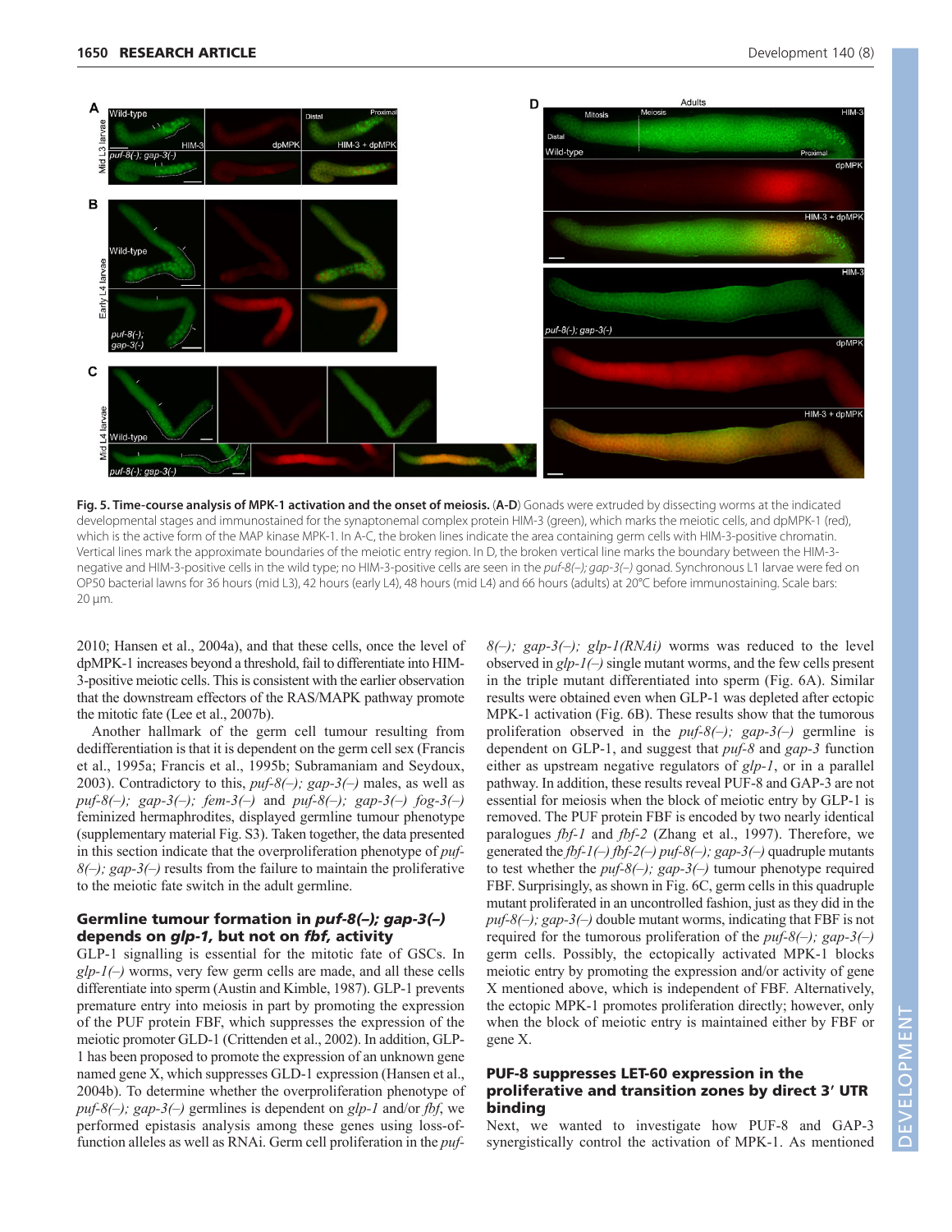**Fig. 5. Time-course analysis of MPK-1 activation and the onset of meiosis.** (**A-D**) Gonads were extruded by dissecting worms at the indicated developmental stages and immunostained for the synaptonemal complex protein HIM-3 (green), which marks the meiotic cells, and dpMPK-1 (red), which is the active form of the MAP kinase MPK-1. In A-C, the broken lines indicate the area containing germ cells with HIM-3-positive chromatin. Vertical lines mark the approximate boundaries of the meiotic entry region. In D, the broken vertical line marks the boundary between the HIM-3-negative and HIM-3-positive cells in the wild type; no HIM-3-positive cells are seen in the *puf-8(–); gap-3(–)* gonad. Synchronous L1 larvae were fed on OP50 bacterial lawns for 36 hours (mid L3), 42 hours (early L4), 48 hours (mid L4) and 66 hours (adults) at 20°C before immunostaining. Scale bars: 20 μm.

2010; Hansen et al., 2004a), and that these cells, once the level of dpMPK-1 increases beyond a threshold, fail to differentiate into HIM-3-positive meiotic cells. This is consistent with the earlier observation that the downstream effectors of the RAS/MAPK pathway promote the mitotic fate (Lee et al., 2007b).

Another hallmark of the germ cell tumour resulting from dedifferentiation is that it is dependent on the germ cell sex (Francis et al., 1995a; Francis et al., 1995b; Subramaniam and Seydoux, 2003). Contradictory to this, *puf-8(–); gap-3(–)* males, as well as *puf-8(–); gap-3(–); fem-3(–)* and *puf-8(–); gap-3(–) fog-3(–)* feminized hermaphrodites, displayed germline tumour phenotype (supplementary material Fig. S3). Taken together, the data presented in this section indicate that the overproliferation phenotype of *puf-8(–); gap-3(–)* results from the failure to maintain the proliferative to the meiotic fate switch in the adult germline.

## Germline tumour formation in *puf-8(–); gap-3(–)* depends on *glp-1*, but not on *fbf*, activity

GLP-1 signalling is essential for the mitotic fate of GSCs. In *glp-1(–)* worms, very few germ cells are made, and all these cells differentiate into sperm (Austin and Kimble, 1987). GLP-1 prevents premature entry into meiosis in part by promoting the expression of the PUF protein FBF, which suppresses the expression of the meiotic promoter GLD-1 (Crittenden et al., 2002). In addition, GLP-1 has been proposed to promote the expression of an unknown gene named gene X, which suppresses GLD-1 expression (Hansen et al., 2004b). To determine whether the overproliferation phenotype of *puf-8(–); gap-3(–)* germlines is dependent on *glp-1* and/or *fbf*, we performed epistasis analysis among these genes using loss-of-function alleles as well as RNAi. Germ cell proliferation in the *puf-8(–); gap-3(–); glp-1(RNAi)* worms was reduced to the level observed in *glp-1(–)* single mutant worms, and the few cells present in the triple mutant differentiated into sperm (Fig. 6A). Similar results were obtained even when GLP-1 was depleted after ectopic MPK-1 activation (Fig. 6B). These results show that the tumorous proliferation observed in the *puf-8(–); gap-3(–)* germline is dependent on GLP-1, and suggest that *puf-8* and *gap-3* function either as upstream negative regulators of *glp-1*, or in a parallel pathway. In addition, these results reveal PUF-8 and GAP-3 are not essential for meiosis when the block of meiotic entry by GLP-1 is removed. The PUF protein FBF is encoded by two nearly identical paralogues *fbf-1* and *fbf-2* (Zhang et al., 1997). Therefore, we generated the *fbf-1(–) fbf-2(–) puf-8(–); gap-3(–)* quadruple mutants to test whether the *puf-8(–); gap-3(–)* tumour phenotype required FBF. Surprisingly, as shown in Fig. 6C, germ cells in this quadruple mutant proliferated in an uncontrolled fashion, just as they did in the *puf-8(–); gap-3(–)* double mutant worms, indicating that FBF is not required for the tumorous proliferation of the *puf-8(–); gap-3(–)* germ cells. Possibly, the ectopically activated MPK-1 blocks meiotic entry by promoting the expression and/or activity of gene X mentioned above, which is independent of FBF. Alternatively, the ectopic MPK-1 promotes proliferation directly; however, only when the block of meiotic entry is maintained either by FBF or gene X.

## PUF-8 suppresses LET-60 expression in the proliferative and transition zones by direct 3′ UTR binding

Next, we wanted to investigate how PUF-8 and GAP-3 synergistically control the activation of MPK-1. As mentioned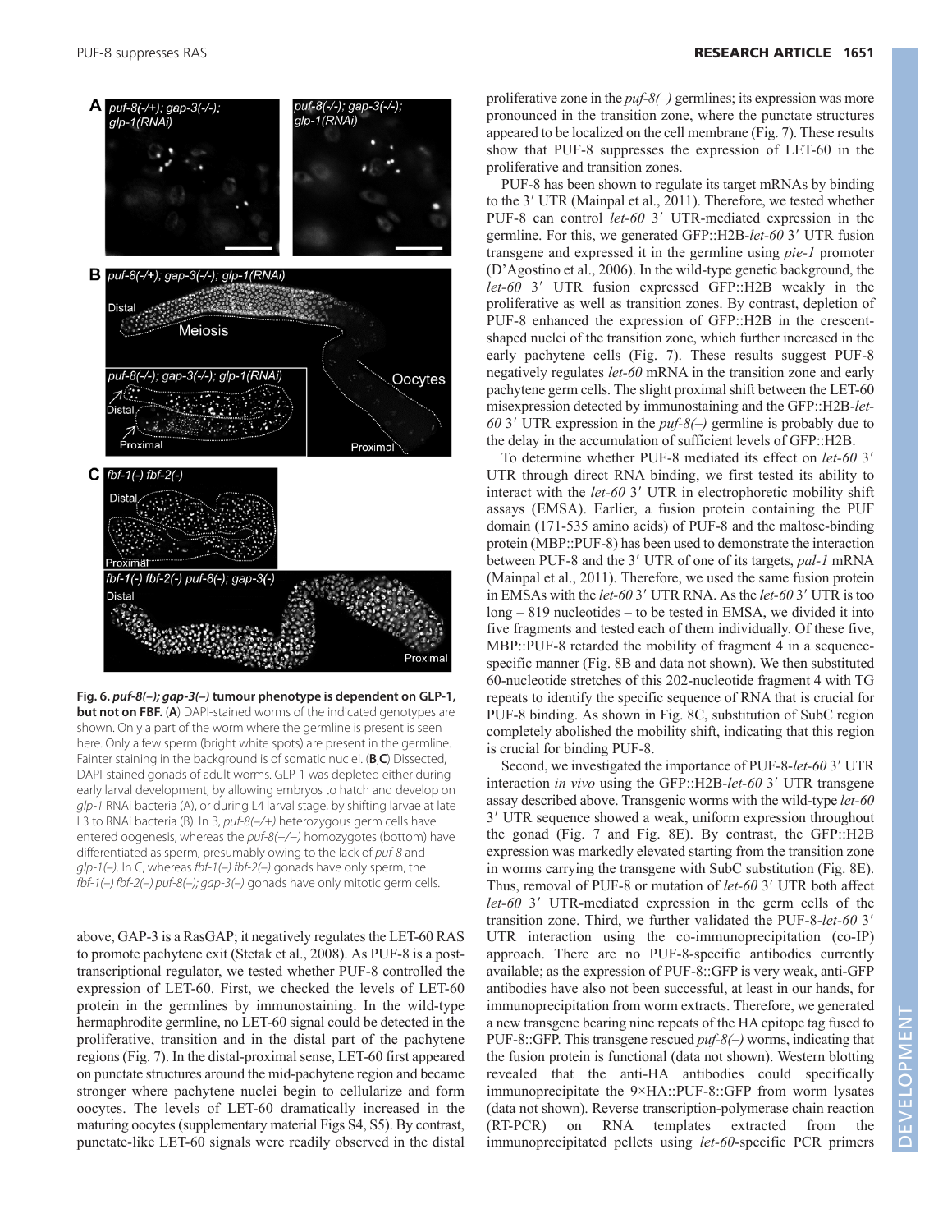**Fig. 6. *puf-8(–); gap-3(–)* tumour phenotype is dependent on GLP-1, but not on FBF.** (**A**) DAPI-stained worms of the indicated genotypes are shown. Only a part of the worm where the germline is present is seen here. Only a few sperm (bright white spots) are present in the germline. Fainter staining in the background is of somatic nuclei. (**B**,**C**) Dissected, DAPI-stained gonads of adult worms. GLP-1 was depleted either during early larval development, by allowing embryos to hatch and develop on *glp-1* RNAi bacteria (A), or during L4 larval stage, by shifting larvae at late L3 to RNAi bacteria (B). In B, *puf-8(–/+)* heterozygous germ cells have entered oogenesis, whereas the *puf-8(–/–)* homozygotes (bottom) have differentiated as sperm, presumably owing to the lack of *puf-8* and *glp-1(–)*. In C, whereas *fbf-1(–) fbf-2(–)* gonads have only sperm, the *fbf-1(–) fbf-2(–) puf-8(–); gap-3(–)* gonads have only mitotic germ cells.

above, GAP-3 is a RasGAP; it negatively regulates the LET-60 RAS to promote pachytene exit (Stetak et al., 2008). As PUF-8 is a post-transcriptional regulator, we tested whether PUF-8 controlled the expression of LET-60. First, we checked the levels of LET-60 protein in the germlines by immunostaining. In the wild-type hermaphrodite germline, no LET-60 signal could be detected in the proliferative, transition and in the distal part of the pachytene regions (Fig. 7). In the distal-proximal sense, LET-60 first appeared on punctate structures around the mid-pachytene region and became stronger where pachytene nuclei begin to cellularize and form oocytes. The levels of LET-60 dramatically increased in the maturing oocytes (supplementary material Figs S4, S5). By contrast, punctate-like LET-60 signals were readily observed in the distal proliferative zone in the *puf-8(–)* germlines; its expression was more pronounced in the transition zone, where the punctate structures appeared to be localized on the cell membrane (Fig. 7). These results show that PUF-8 suppresses the expression of LET-60 in the proliferative and transition zones.

PUF-8 has been shown to regulate its target mRNAs by binding to the 3′ UTR (Mainpal et al., 2011). Therefore, we tested whether PUF-8 can control *let-60* 3′ UTR-mediated expression in the germline. For this, we generated GFP::H2B-*let-60* 3′ UTR fusion transgene and expressed it in the germline using *pie-1* promoter (D'Agostino et al., 2006). In the wild-type genetic background, the *let-60* 3′ UTR fusion expressed GFP::H2B weakly in the proliferative as well as transition zones. By contrast, depletion of PUF-8 enhanced the expression of GFP::H2B in the crescent-shaped nuclei of the transition zone, which further increased in the early pachytene cells (Fig. 7). These results suggest PUF-8 negatively regulates *let-60* mRNA in the transition zone and early pachytene germ cells. The slight proximal shift between the LET-60 misexpression detected by immunostaining and the GFP::H2B-*let-60* 3′ UTR expression in the *puf-8(–)* germline is probably due to the delay in the accumulation of sufficient levels of GFP::H2B.

To determine whether PUF-8 mediated its effect on *let-60* 3′ UTR through direct RNA binding, we first tested its ability to interact with the *let-60* 3′ UTR in electrophoretic mobility shift assays (EMSA). Earlier, a fusion protein containing the PUF domain (171-535 amino acids) of PUF-8 and the maltose-binding protein (MBP::PUF-8) has been used to demonstrate the interaction between PUF-8 and the 3′ UTR of one of its targets, *pal-1* mRNA (Mainpal et al., 2011). Therefore, we used the same fusion protein in EMSAs with the *let-60* 3′ UTR RNA. As the *let-60* 3′ UTR is too long – 819 nucleotides – to be tested in EMSA, we divided it into five fragments and tested each of them individually. Of these five, MBP::PUF-8 retarded the mobility of fragment 4 in a sequence-specific manner (Fig. 8B and data not shown). We then substituted 60-nucleotide stretches of this 202-nucleotide fragment 4 with TG repeats to identify the specific sequence of RNA that is crucial for PUF-8 binding. As shown in Fig. 8C, substitution of SubC region completely abolished the mobility shift, indicating that this region is crucial for binding PUF-8.

Second, we investigated the importance of PUF-8-*let-60* 3′ UTR interaction *in vivo* using the GFP::H2B-*let-60* 3′ UTR transgene assay described above. Transgenic worms with the wild-type *let-60* 3′ UTR sequence showed a weak, uniform expression throughout the gonad (Fig. 7 and Fig. 8E). By contrast, the GFP::H2B expression was markedly elevated starting from the transition zone in worms carrying the transgene with SubC substitution (Fig. 8E). Thus, removal of PUF-8 or mutation of *let-60* 3′ UTR both affect *let-60* 3′ UTR-mediated expression in the germ cells of the transition zone. Third, we further validated the PUF-8-*let-60* 3′ UTR interaction using the co-immunoprecipitation (co-IP) approach. There are no PUF-8-specific antibodies currently available; as the expression of PUF-8::GFP is very weak, anti-GFP antibodies have also not been successful, at least in our hands, for immunoprecipitation from worm extracts. Therefore, we generated a new transgene bearing nine repeats of the HA epitope tag fused to PUF-8::GFP. This transgene rescued *puf-8(–)* worms, indicating that the fusion protein is functional (data not shown). Western blotting revealed that the anti-HA antibodies could specifically immunoprecipitate the 9×HA::PUF-8::GFP from worm lysates (data not shown). Reverse transcription-polymerase chain reaction (RT-PCR) on RNA templates extracted from the immunoprecipitated pellets using *let-60*-specific PCR primers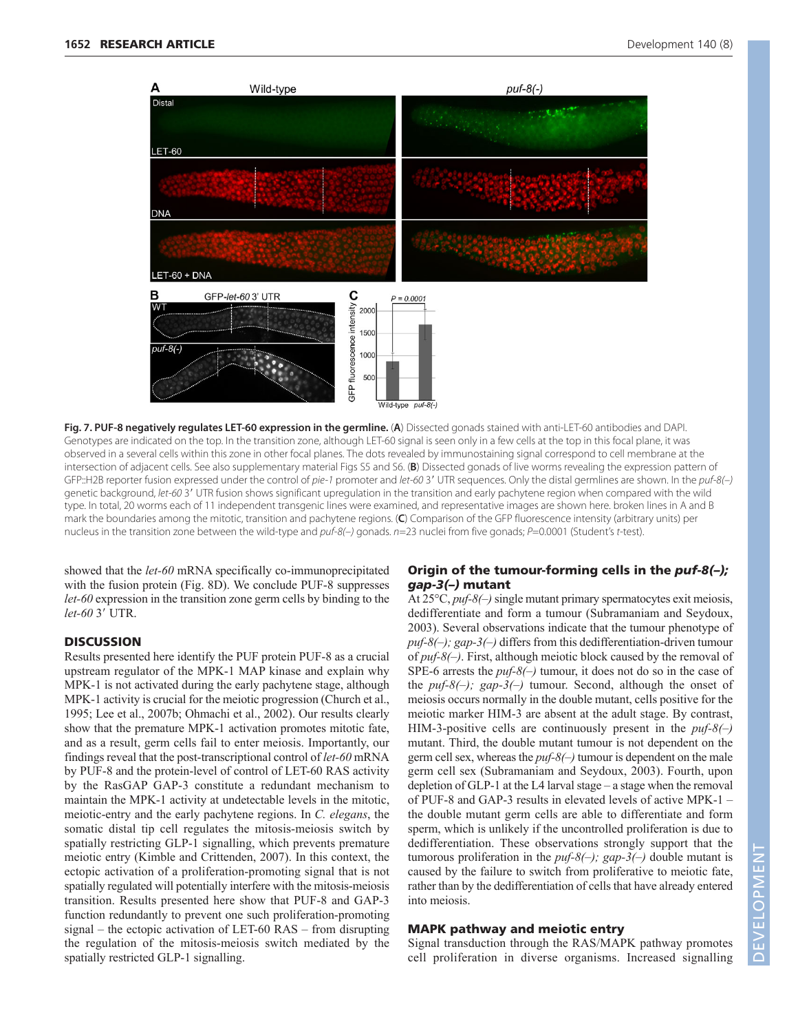**Fig. 7. PUF-8 negatively regulates LET-60 expression in the germline.** (**A**) Dissected gonads stained with anti-LET-60 antibodies and DAPI. Genotypes are indicated on the top. In the transition zone, although LET-60 signal is seen only in a few cells at the top in this focal plane, it was observed in a several cells within this zone in other focal planes. The dots revealed by immunostaining signal correspond to cell membrane at the intersection of adjacent cells. See also supplementary material Figs S5 and S6. (**B**) Dissected gonads of live worms revealing the expression pattern of GFP::H2B reporter fusion expressed under the control of *pie-1* promoter and *let-60* 3′ UTR sequences. Only the distal germlines are shown. In the *puf-8(–)* genetic background, *let-60* 3′ UTR fusion shows significant upregulation in the transition and early pachytene region when compared with the wild type. In total, 20 worms each of 11 independent transgenic lines were examined, and representative images are shown here. broken lines in A and B mark the boundaries among the mitotic, transition and pachytene regions. (**C**) Comparison of the GFP fluorescence intensity (arbitrary units) per nucleus in the transition zone between the wild-type and *puf-8(–)* gonads. $n$=23 nuclei from five gonads; $P$=0.0001 (Student's $t$-test).

showed that the *let-60* mRNA specifically co-immunoprecipitated with the fusion protein (Fig. 8D). We conclude PUF-8 suppresses *let-60* expression in the transition zone germ cells by binding to the *let-60* 3′ UTR.

## DISCUSSION

Results presented here identify the PUF protein PUF-8 as a crucial upstream regulator of the MPK-1 MAP kinase and explain why MPK-1 is not activated during the early pachytene stage, although MPK-1 activity is crucial for the meiotic progression (Church et al., 1995; Lee et al., 2007b; Ohmachi et al., 2002). Our results clearly show that the premature MPK-1 activation promotes mitotic fate, and as a result, germ cells fail to enter meiosis. Importantly, our findings reveal that the post-transcriptional control of *let-60* mRNA by PUF-8 and the protein-level of control of LET-60 RAS activity by the RasGAP GAP-3 constitute a redundant mechanism to maintain the MPK-1 activity at undetectable levels in the mitotic, meiotic-entry and the early pachytene regions. In *C. elegans*, the somatic distal tip cell regulates the mitosis-meiosis switch by spatially restricting GLP-1 signalling, which prevents premature meiotic entry (Kimble and Crittenden, 2007). In this context, the ectopic activation of a proliferation-promoting signal that is not spatially regulated will potentially interfere with the mitosis-meiosis transition. Results presented here show that PUF-8 and GAP-3 function redundantly to prevent one such proliferation-promoting signal – the ectopic activation of LET-60 RAS – from disrupting the regulation of the mitosis-meiosis switch mediated by the spatially restricted GLP-1 signalling.

### Origin of the tumour-forming cells in the *puf-8(–); gap-3(–)* mutant

At 25°C, *puf-8(–)* single mutant primary spermatocytes exit meiosis, dedifferentiate and form a tumour (Subramaniam and Seydoux, 2003). Several observations indicate that the tumour phenotype of *puf-8(–); gap-3(–)* differs from this dedifferentiation-driven tumour of *puf-8(–)*. First, although meiotic block caused by the removal of SPE-6 arrests the *puf-8(–)* tumour, it does not do so in the case of the *puf-8(–); gap-3(–)* tumour. Second, although the onset of meiosis occurs normally in the double mutant, cells positive for the meiotic marker HIM-3 are absent at the adult stage. By contrast, HIM-3-positive cells are continuously present in the *puf-8(–)* mutant. Third, the double mutant tumour is not dependent on the germ cell sex, whereas the *puf-8(–)* tumour is dependent on the male germ cell sex (Subramaniam and Seydoux, 2003). Fourth, upon depletion of GLP-1 at the L4 larval stage – a stage when the removal of PUF-8 and GAP-3 results in elevated levels of active MPK-1 – the double mutant germ cells are able to differentiate and form sperm, which is unlikely if the uncontrolled proliferation is due to dedifferentiation. These observations strongly support that the tumorous proliferation in the *puf-8(–); gap-3(–)* double mutant is caused by the failure to switch from proliferative to meiotic fate, rather than by the dedifferentiation of cells that have already entered into meiosis.

### MAPK pathway and meiotic entry

Signal transduction through the RAS/MAPK pathway promotes cell proliferation in diverse organisms. Increased signalling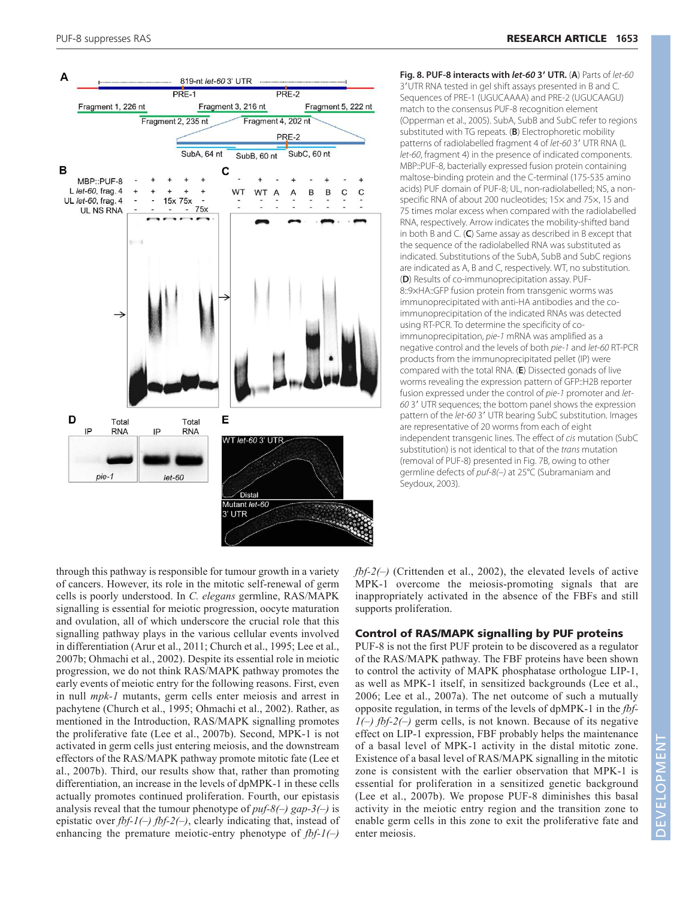**Fig. 8. PUF-8 interacts with *let-60* 3′ UTR.** (**A**) Parts of *let-60* 3′UTR RNA tested in gel shift assays presented in B and C. Sequences of PRE-1 (UGUCAAAA) and PRE-2 (UGUCAAGU) match to the consensus PUF-8 recognition element (Opperman et al., 2005). SubA, SubB and SubC refer to regions substituted with TG repeats. (**B**) Electrophoretic mobility patterns of radiolabelled fragment 4 of *let-60* 3′ UTR RNA (L *let-60*, fragment 4) in the presence of indicated components. MBP::PUF-8, bacterially expressed fusion protein containing maltose-binding protein and the C-terminal (175-535 amino acids) PUF domain of PUF-8; UL, non-radiolabelled; NS, a non-specific RNA of about 200 nucleotides; 15× and 75×, 15 and 75 times molar excess when compared with the radiolabelled RNA, respectively. Arrow indicates the mobility-shifted band in both B and C. (**C**) Same assay as described in B except that the sequence of the radiolabelled RNA was substituted as indicated. Substitutions of the SubA, SubB and SubC regions are indicated as A, B and C, respectively. WT, no substitution. (**D**) Results of co-immunoprecipitation assay. PUF-8::9×HA::GFP fusion protein from transgenic worms was immunoprecipitated with anti-HA antibodies and the co-immunoprecipitation of the indicated RNAs was detected using RT-PCR. To determine the specificity of co-immunoprecipitation, *pie-1* mRNA was amplified as a negative control and the levels of both *pie-1* and *let-60* RT-PCR products from the immunoprecipitated pellet (IP) were compared with the total RNA. (**E**) Dissected gonads of live worms revealing the expression pattern of GFP::H2B reporter fusion expressed under the control of *pie-1* promoter and *let-60* 3′ UTR sequences; the bottom panel shows the expression pattern of the *let-60* 3′ UTR bearing SubC substitution. Images are representative of 20 worms from each of eight independent transgenic lines. The effect of *cis* mutation (SubC substitution) is not identical to that of the *trans* mutation (removal of PUF-8) presented in Fig. 7B, owing to other germline defects of *puf-8(–)* at 25°C (Subramaniam and Seydoux, 2003).

through this pathway is responsible for tumour growth in a variety of cancers. However, its role in the mitotic self-renewal of germ cells is poorly understood. In *C. elegans* germline, RAS/MAPK signalling is essential for meiotic progression, oocyte maturation and ovulation, all of which underscore the crucial role that this signalling pathway plays in the various cellular events involved in differentiation (Arur et al., 2011; Church et al., 1995; Lee et al., 2007b; Ohmachi et al., 2002). Despite its essential role in meiotic progression, we do not think RAS/MAPK pathway promotes the early events of meiotic entry for the following reasons. First, even in null *mpk-1* mutants, germ cells enter meiosis and arrest in pachytene (Church et al., 1995; Ohmachi et al., 2002). Rather, as mentioned in the Introduction, RAS/MAPK signalling promotes the proliferative fate (Lee et al., 2007b). Second, MPK-1 is not activated in germ cells just entering meiosis, and the downstream effectors of the RAS/MAPK pathway promote mitotic fate (Lee et al., 2007b). Third, our results show that, rather than promoting differentiation, an increase in the levels of dpMPK-1 in these cells actually promotes continued proliferation. Fourth, our epistasis analysis reveal that the tumour phenotype of *puf-8(–) gap-3(–)* is epistatic over *fbf-1(–) fbf-2(–)*, clearly indicating that, instead of enhancing the premature meiotic-entry phenotype of *fbf-1(–) fbf-2(–)* (Crittenden et al., 2002), the elevated levels of active MPK-1 overcome the meiosis-promoting signals that are inappropriately activated in the absence of the FBFs and still supports proliferation.

### Control of RAS/MAPK signalling by PUF proteins

PUF-8 is not the first PUF protein to be discovered as a regulator of the RAS/MAPK pathway. The FBF proteins have been shown to control the activity of MAPK phosphatase orthologue LIP-1, as well as MPK-1 itself, in sensitized backgrounds (Lee et al., 2006; Lee et al., 2007a). The net outcome of such a mutually opposite regulation, in terms of the levels of dpMPK-1 in the *fbf-1(–) fbf-2(–)* germ cells, is not known. Because of its negative effect on LIP-1 expression, FBF probably helps the maintenance of a basal level of MPK-1 activity in the distal mitotic zone. Existence of a basal level of RAS/MAPK signalling in the mitotic zone is consistent with the earlier observation that MPK-1 is essential for proliferation in a sensitized genetic background (Lee et al., 2007b). We propose PUF-8 diminishes this basal activity in the meiotic entry region and the transition zone to enable germ cells in this zone to exit the proliferative fate and enter meiosis.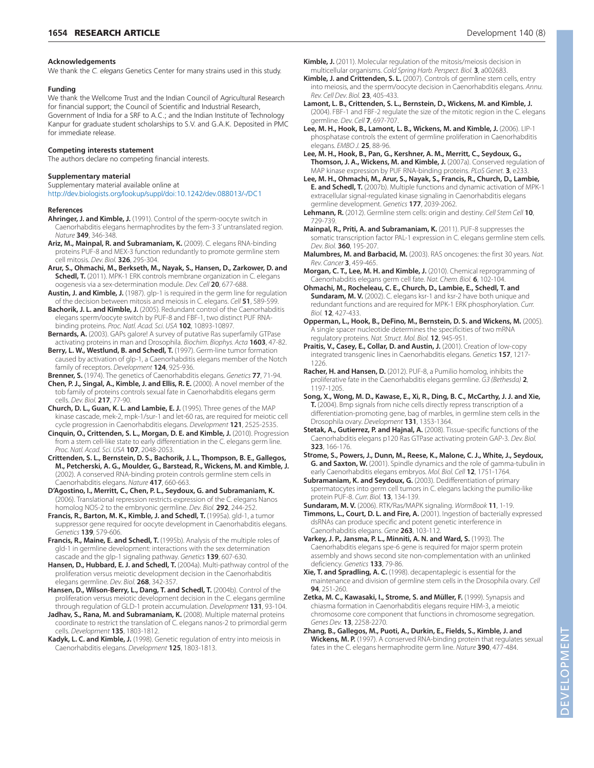## Acknowledgements

We thank the *C. elegans* Genetics Center for many strains used in this study.

## Funding

We thank the Wellcome Trust and the Indian Council of Agricultural Research for financial support; the Council of Scientific and Industrial Research, Government of India for a SRF to A.C.; and the Indian Institute of Technology Kanpur for graduate student scholarships to S.V. and G.A.K. Deposited in PMC for immediate release.

## Competing interests statement

The authors declare no competing financial interests.

## Supplementary material

Supplementary material available online at http://dev.biologists.org/lookup/suppl/doi:10.1242/dev.088013/-/DC1

## References

**Ahringer, J. and Kimble, J.** (1991). Control of the sperm-oocyte switch in Caenorhabditis elegans hermaphrodites by the fem-3 3′ untranslated region. *Nature* **349**, 346-348.

**Ariz, M., Mainpal, R. and Subramaniam, K.** (2009). C. elegans RNA-binding proteins PUF-8 and MEX-3 function redundantly to promote germline stem cell mitosis. *Dev. Biol.* **326**, 295-304.

**Arur, S., Ohmachi, M., Berkseth, M., Nayak, S., Hansen, D., Zarkower, D. and Schedl, T.** (2011). MPK-1 ERK controls membrane organization in C. elegans oogenesis via a sex-determination module. *Dev. Cell* **20**, 677-688.

**Austin, J. and Kimble, J.** (1987). glp-1 is required in the germ line for regulation of the decision between mitosis and meiosis in C. elegans. *Cell* **51**, 589-599.

**Bachorik, J. L. and Kimble, J.** (2005). Redundant control of the Caenorhabditis elegans sperm/oocyte switch by PUF-8 and FBF-1, two distinct PUF RNA-binding proteins. *Proc. Natl. Acad. Sci. USA* **102**, 10893-10897.

**Bernards, A.** (2003). GAPs galore! A survey of putative Ras superfamily GTPase activating proteins in man and Drosophila. *Biochim. Biophys. Acta* **1603**, 47-82.

**Berry, L. W., Westlund, B. and Schedl, T.** (1997). Germ-line tumor formation caused by activation of glp-1, a Caenorhabditis elegans member of the Notch family of receptors. *Development* **124**, 925-936.

**Brenner, S.** (1974). The genetics of Caenorhabditis elegans. *Genetics* **77**, 71-94.

**Chen, P. J., Singal, A., Kimble, J. and Ellis, R. E.** (2000). A novel member of the tob family of proteins controls sexual fate in Caenorhabditis elegans germ cells. *Dev. Biol.* **217**, 77-90.

**Church, D. L., Guan, K. L. and Lambie, E. J.** (1995). Three genes of the MAP kinase cascade, mek-2, mpk-1/sur-1 and let-60 ras, are required for meiotic cell cycle progression in Caenorhabditis elegans. *Development* **121**, 2525-2535.

**Cinquin, O., Crittenden, S. L., Morgan, D. E. and Kimble, J.** (2010). Progression from a stem cell-like state to early differentiation in the C. elegans germ line. *Proc. Natl. Acad. Sci. USA* **107**, 2048-2053.

**Crittenden, S. L., Bernstein, D. S., Bachorik, J. L., Thompson, B. E., Gallegos, M., Petcherski, A. G., Moulder, G., Barstead, R., Wickens, M. and Kimble, J.** (2002). A conserved RNA-binding protein controls germline stem cells in Caenorhabditis elegans. *Nature* **417**, 660-663.

**D'Agostino, I., Merritt, C., Chen, P. L., Seydoux, G. and Subramaniam, K.** (2006). Translational repression restricts expression of the C. elegans Nanos homolog NOS-2 to the embryonic germline. *Dev. Biol.* **292**, 244-252.

**Francis, R., Barton, M. K., Kimble, J. and Schedl, T.** (1995a). gld-1, a tumor suppressor gene required for oocyte development in Caenorhabditis elegans. *Genetics* **139**, 579-606.

**Francis, R., Maine, E. and Schedl, T.** (1995b). Analysis of the multiple roles of gld-1 in germline development: interactions with the sex determination cascade and the glp-1 signaling pathway. *Genetics* **139**, 607-630.

**Hansen, D., Hubbard, E. J. and Schedl, T.** (2004a). Multi-pathway control of the proliferation versus meiotic development decision in the Caenorhabditis elegans germline. *Dev. Biol.* **268**, 342-357.

**Hansen, D., Wilson-Berry, L., Dang, T. and Schedl, T.** (2004b). Control of the proliferation versus meiotic development decision in the C. elegans germline through regulation of GLD-1 protein accumulation. *Development* **131**, 93-104.

**Jadhav, S., Rana, M. and Subramaniam, K.** (2008). Multiple maternal proteins coordinate to restrict the translation of C. elegans nanos-2 to primordial germ cells. *Development* **135**, 1803-1812.

**Kadyk, L. C. and Kimble, J.** (1998). Genetic regulation of entry into meiosis in Caenorhabditis elegans. *Development* **125**, 1803-1813.

**Kimble, J.** (2011). Molecular regulation of the mitosis/meiosis decision in multicellular organisms. *Cold Spring Harb. Perspect. Biol.* **3**, a002683.

**Kimble, J. and Crittenden, S. L.** (2007). Controls of germline stem cells, entry into meiosis, and the sperm/oocyte decision in Caenorhabditis elegans. *Annu. Rev. Cell Dev. Biol.* **23**, 405-433.

**Lamont, L. B., Crittenden, S. L., Bernstein, D., Wickens, M. and Kimble, J.** (2004). FBF-1 and FBF-2 regulate the size of the mitotic region in the C. elegans germline. *Dev. Cell* **7**, 697-707.

**Lee, M. H., Hook, B., Lamont, L. B., Wickens, M. and Kimble, J.** (2006). LIP-1 phosphatase controls the extent of germline proliferation in Caenorhabditis elegans. *EMBO J.* **25**, 88-96.

**Lee, M. H., Hook, B., Pan, G., Kershner, A. M., Merritt, C., Seydoux, G., Thomson, J. A., Wickens, M. and Kimble, J.** (2007a). Conserved regulation of MAP kinase expression by PUF RNA-binding proteins. *PLoS Genet.* **3**, e233.

**Lee, M. H., Ohmachi, M., Arur, S., Nayak, S., Francis, R., Church, D., Lambie, E. and Schedl, T.** (2007b). Multiple functions and dynamic activation of MPK-1 extracellular signal-regulated kinase signaling in Caenorhabditis elegans germline development. *Genetics* **177**, 2039-2062.

**Lehmann, R.** (2012). Germline stem cells: origin and destiny. *Cell Stem Cell* **10**, 729-739.

**Mainpal, R., Priti, A. and Subramaniam, K.** (2011). PUF-8 suppresses the somatic transcription factor PAL-1 expression in C. elegans germline stem cells. *Dev. Biol.* **360**, 195-207.

**Malumbres, M. and Barbacid, M.** (2003). RAS oncogenes: the first 30 years. *Nat. Rev. Cancer* **3**, 459-465.

**Morgan, C. T., Lee, M. H. and Kimble, J.** (2010). Chemical reprogramming of Caenorhabditis elegans germ cell fate. *Nat. Chem. Biol.* **6**, 102-104.

**Ohmachi, M., Rocheleau, C. E., Church, D., Lambie, E., Schedl, T. and Sundaram, M. V.** (2002). C. elegans ksr-1 and ksr-2 have both unique and redundant functions and are required for MPK-1 ERK phosphorylation. *Curr. Biol.* **12**, 427-433.

**Opperman, L., Hook, B., DeFino, M., Bernstein, D. S. and Wickens, M.** (2005). A single spacer nucleotide determines the specificities of two mRNA regulatory proteins. *Nat. Struct. Mol. Biol.* **12**, 945-951.

**Praitis, V., Casey, E., Collar, D. and Austin, J.** (2001). Creation of low-copy integrated transgenic lines in Caenorhabditis elegans. *Genetics* **157**, 1217-1226.

**Racher, H. and Hansen, D.** (2012). PUF-8, a Pumilio homolog, inhibits the proliferative fate in the Caenorhabditis elegans germline. *G3 (Bethesda)* **2**, 1197-1205.

**Song, X., Wong, M. D., Kawase, E., Xi, R., Ding, B. C., McCarthy, J. J. and Xie, T.** (2004). Bmp signals from niche cells directly repress transcription of a differentiation-promoting gene, bag of marbles, in germline stem cells in the Drosophila ovary. *Development* **131**, 1353-1364.

**Stetak, A., Gutierrez, P. and Hajnal, A.** (2008). Tissue-specific functions of the Caenorhabditis elegans p120 Ras GTPase activating protein GAP-3. *Dev. Biol.* **323**, 166-176.

**Strome, S., Powers, J., Dunn, M., Reese, K., Malone, C. J., White, J., Seydoux, G. and Saxton, W.** (2001). Spindle dynamics and the role of gamma-tubulin in early Caenorhabditis elegans embryos. *Mol. Biol. Cell* **12**, 1751-1764.

**Subramaniam, K. and Seydoux, G.** (2003). Dedifferentiation of primary spermatocytes into germ cell tumors in C. elegans lacking the pumilio-like protein PUF-8. *Curr. Biol.* **13**, 134-139.

**Sundaram, M. V.** (2006). RTK/Ras/MAPK signaling. *WormBook* **11**, 1-19.

**Timmons, L., Court, D. L. and Fire, A.** (2001). Ingestion of bacterially expressed dsRNAs can produce specific and potent genetic interference in Caenorhabditis elegans. *Gene* **263**, 103-112.

**Varkey, J. P., Jansma, P. L., Minniti, A. N. and Ward, S.** (1993). The Caenorhabditis elegans spe-6 gene is required for major sperm protein assembly and shows second site non-complementation with an unlinked deficiency. *Genetics* **133**, 79-86.

**Xie, T. and Spradling, A. C.** (1998). decapentaplegic is essential for the maintenance and division of germline stem cells in the Drosophila ovary. *Cell* **94**, 251-260.

**Zetka, M. C., Kawasaki, I., Strome, S. and Müller, F.** (1999). Synapsis and chiasma formation in Caenorhabditis elegans require HIM-3, a meiotic chromosome core component that functions in chromosome segregation. *Genes Dev.* **13**, 2258-2270.

**Zhang, B., Gallegos, M., Puoti, A., Durkin, E., Fields, S., Kimble, J. and Wickens, M. P.** (1997). A conserved RNA-binding protein that regulates sexual fates in the C. elegans hermaphrodite germ line. *Nature* **390**, 477-484.